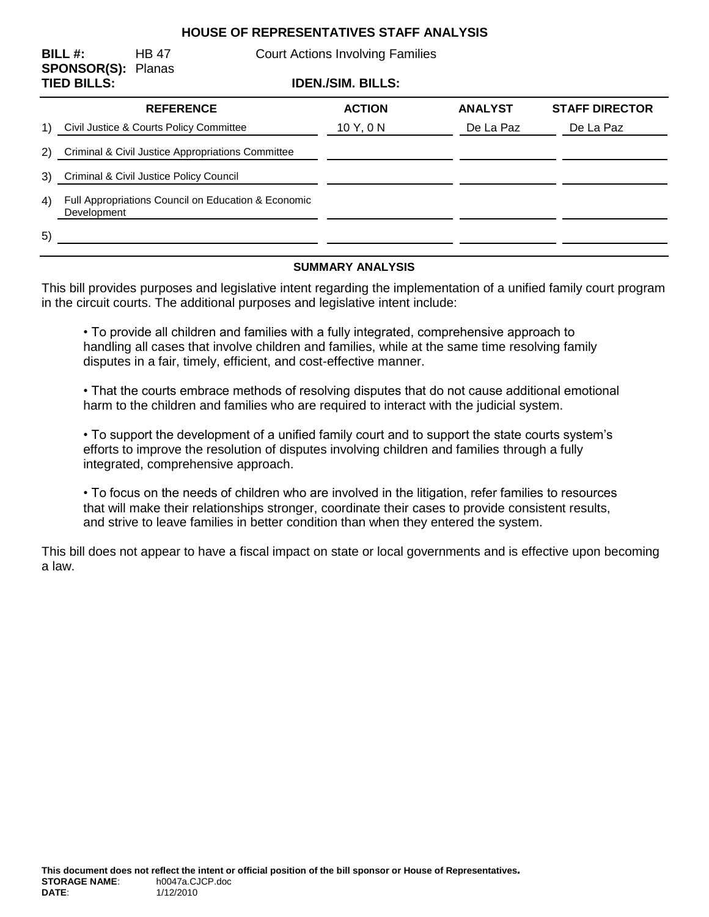# HOUSE OF REPRESENTATIVES STAFF ANALYSIS

**BILL #:** HB 47 Court Actions Involving Families

**SPONSOR(S):** Planas

**TIED BILLS:** **IDEN./SIM. BILLS:**

| | REFERENCE | ACTION | ANALYST | STAFF DIRECTOR |
|---|---|---|---|---|
| 1) | Civil Justice & Courts Policy Committee | 10 Y, 0 N | De La Paz | De La Paz |
| 2) | Criminal & Civil Justice Appropriations Committee | | | |
| 3) | Criminal & Civil Justice Policy Council | | | |
| 4) | Full Appropriations Council on Education & Economic Development | | | |
| 5) | | | | |

## SUMMARY ANALYSIS

This bill provides purposes and legislative intent regarding the implementation of a unified family court program in the circuit courts. The additional purposes and legislative intent include:

- To provide all children and families with a fully integrated, comprehensive approach to handling all cases that involve children and families, while at the same time resolving family disputes in a fair, timely, efficient, and cost-effective manner.

- That the courts embrace methods of resolving disputes that do not cause additional emotional harm to the children and families who are required to interact with the judicial system.

- To support the development of a unified family court and to support the state courts system's efforts to improve the resolution of disputes involving children and families through a fully integrated, comprehensive approach.

- To focus on the needs of children who are involved in the litigation, refer families to resources that will make their relationships stronger, coordinate their cases to provide consistent results, and strive to leave families in better condition than when they entered the system.

This bill does not appear to have a fiscal impact on state or local governments and is effective upon becoming a law.

**This document does not reflect the intent or official position of the bill sponsor or House of Representatives.**

**STORAGE NAME**: h0047a.CJCP.doc

**DATE**: 1/12/2010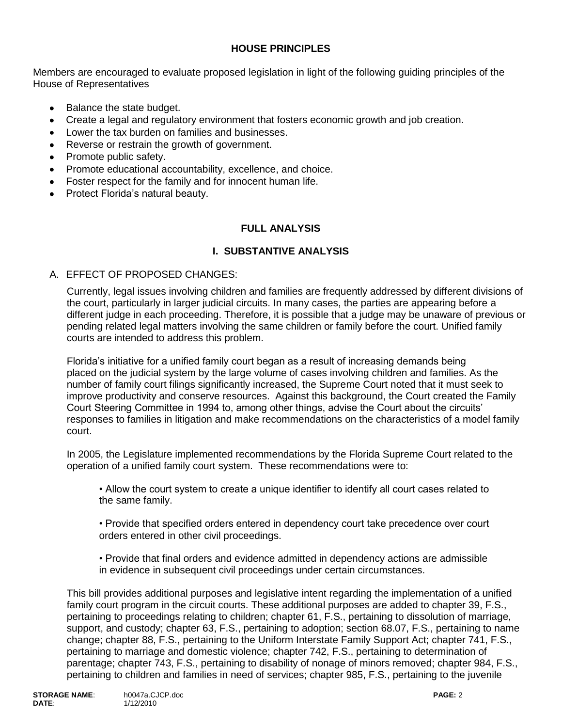## HOUSE PRINCIPLES

Members are encouraged to evaluate proposed legislation in light of the following guiding principles of the House of Representatives

- Balance the state budget.
- Create a legal and regulatory environment that fosters economic growth and job creation.
- Lower the tax burden on families and businesses.
- Reverse or restrain the growth of government.
- Promote public safety.
- Promote educational accountability, excellence, and choice.
- Foster respect for the family and for innocent human life.
- Protect Florida's natural beauty.

## FULL ANALYSIS

## I. SUBSTANTIVE ANALYSIS

### A. EFFECT OF PROPOSED CHANGES:

Currently, legal issues involving children and families are frequently addressed by different divisions of the court, particularly in larger judicial circuits. In many cases, the parties are appearing before a different judge in each proceeding. Therefore, it is possible that a judge may be unaware of previous or pending related legal matters involving the same children or family before the court. Unified family courts are intended to address this problem.

Florida's initiative for a unified family court began as a result of increasing demands being placed on the judicial system by the large volume of cases involving children and families. As the number of family court filings significantly increased, the Supreme Court noted that it must seek to improve productivity and conserve resources. Against this background, the Court created the Family Court Steering Committee in 1994 to, among other things, advise the Court about the circuits' responses to families in litigation and make recommendations on the characteristics of a model family court.

In 2005, the Legislature implemented recommendations by the Florida Supreme Court related to the operation of a unified family court system. These recommendations were to:

- Allow the court system to create a unique identifier to identify all court cases related to the same family.
- Provide that specified orders entered in dependency court take precedence over court orders entered in other civil proceedings.
- Provide that final orders and evidence admitted in dependency actions are admissible in evidence in subsequent civil proceedings under certain circumstances.

This bill provides additional purposes and legislative intent regarding the implementation of a unified family court program in the circuit courts. These additional purposes are added to chapter 39, F.S., pertaining to proceedings relating to children; chapter 61, F.S., pertaining to dissolution of marriage, support, and custody; chapter 63, F.S., pertaining to adoption; section 68.07, F.S., pertaining to name change; chapter 88, F.S., pertaining to the Uniform Interstate Family Support Act; chapter 741, F.S., pertaining to marriage and domestic violence; chapter 742, F.S., pertaining to determination of parentage; chapter 743, F.S., pertaining to disability of nonage of minors removed; chapter 984, F.S., pertaining to children and families in need of services; chapter 985, F.S., pertaining to the juvenile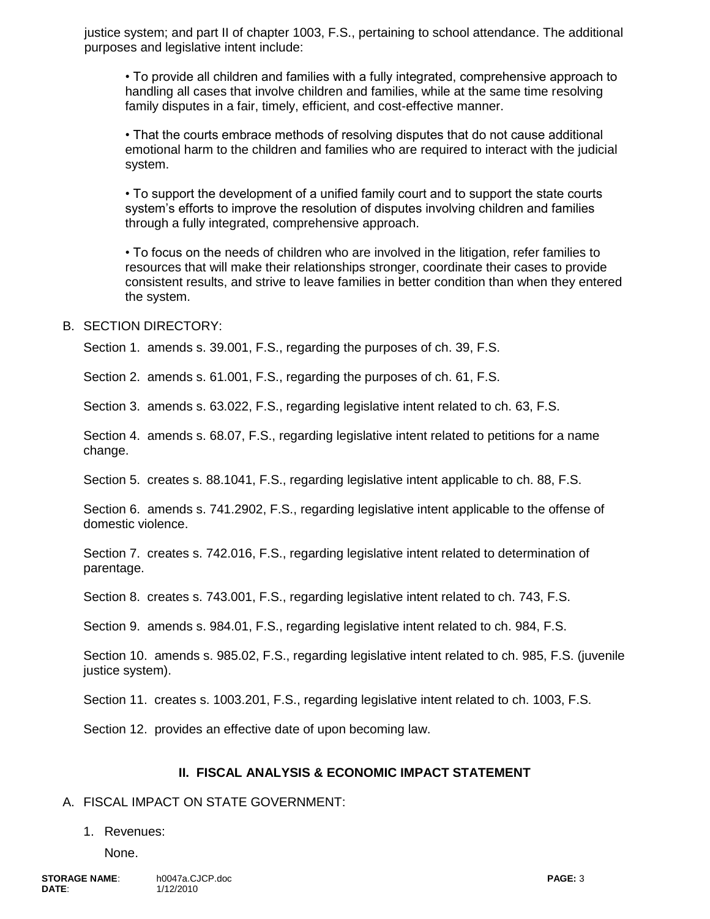justice system; and part II of chapter 1003, F.S., pertaining to school attendance. The additional purposes and legislative intent include:

- To provide all children and families with a fully integrated, comprehensive approach to handling all cases that involve children and families, while at the same time resolving family disputes in a fair, timely, efficient, and cost-effective manner.

- That the courts embrace methods of resolving disputes that do not cause additional emotional harm to the children and families who are required to interact with the judicial system.

- To support the development of a unified family court and to support the state courts system's efforts to improve the resolution of disputes involving children and families through a fully integrated, comprehensive approach.

- To focus on the needs of children who are involved in the litigation, refer families to resources that will make their relationships stronger, coordinate their cases to provide consistent results, and strive to leave families in better condition than when they entered the system.

B. SECTION DIRECTORY:

Section 1. amends s. 39.001, F.S., regarding the purposes of ch. 39, F.S.

Section 2. amends s. 61.001, F.S., regarding the purposes of ch. 61, F.S.

Section 3. amends s. 63.022, F.S., regarding legislative intent related to ch. 63, F.S.

Section 4. amends s. 68.07, F.S., regarding legislative intent related to petitions for a name change.

Section 5. creates s. 88.1041, F.S., regarding legislative intent applicable to ch. 88, F.S.

Section 6. amends s. 741.2902, F.S., regarding legislative intent applicable to the offense of domestic violence.

Section 7. creates s. 742.016, F.S., regarding legislative intent related to determination of parentage.

Section 8. creates s. 743.001, F.S., regarding legislative intent related to ch. 743, F.S.

Section 9. amends s. 984.01, F.S., regarding legislative intent related to ch. 984, F.S.

Section 10. amends s. 985.02, F.S., regarding legislative intent related to ch. 985, F.S. (juvenile justice system).

Section 11. creates s. 1003.201, F.S., regarding legislative intent related to ch. 1003, F.S.

Section 12. provides an effective date of upon becoming law.

## II. FISCAL ANALYSIS & ECONOMIC IMPACT STATEMENT

A. FISCAL IMPACT ON STATE GOVERNMENT:

1. Revenues:

   None.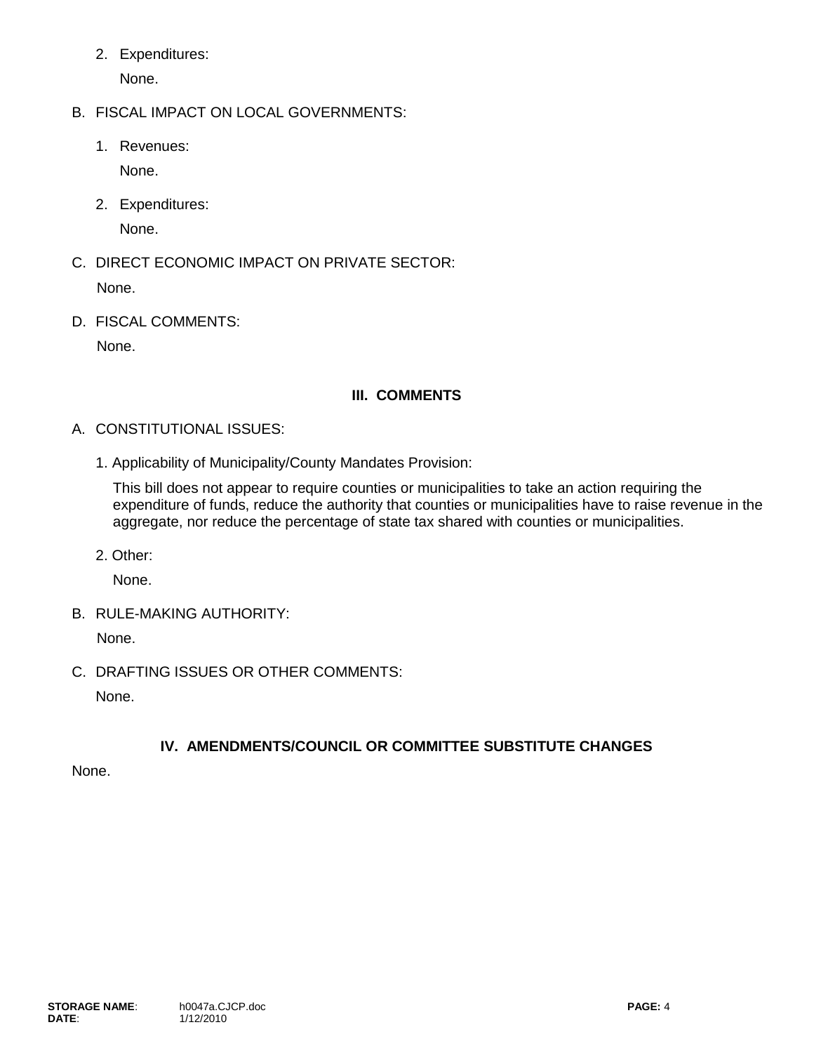2. Expenditures:

   None.

B. FISCAL IMPACT ON LOCAL GOVERNMENTS:

1. Revenues:

   None.

2. Expenditures:

   None.

C. DIRECT ECONOMIC IMPACT ON PRIVATE SECTOR:

   None.

D. FISCAL COMMENTS:

   None.

## III. COMMENTS

A. CONSTITUTIONAL ISSUES:

1. Applicability of Municipality/County Mandates Provision:

   This bill does not appear to require counties or municipalities to take an action requiring the expenditure of funds, reduce the authority that counties or municipalities have to raise revenue in the aggregate, nor reduce the percentage of state tax shared with counties or municipalities.

2. Other:

   None.

B. RULE-MAKING AUTHORITY:

   None.

C. DRAFTING ISSUES OR OTHER COMMENTS:

   None.

## IV. AMENDMENTS/COUNCIL OR COMMITTEE SUBSTITUTE CHANGES

None.